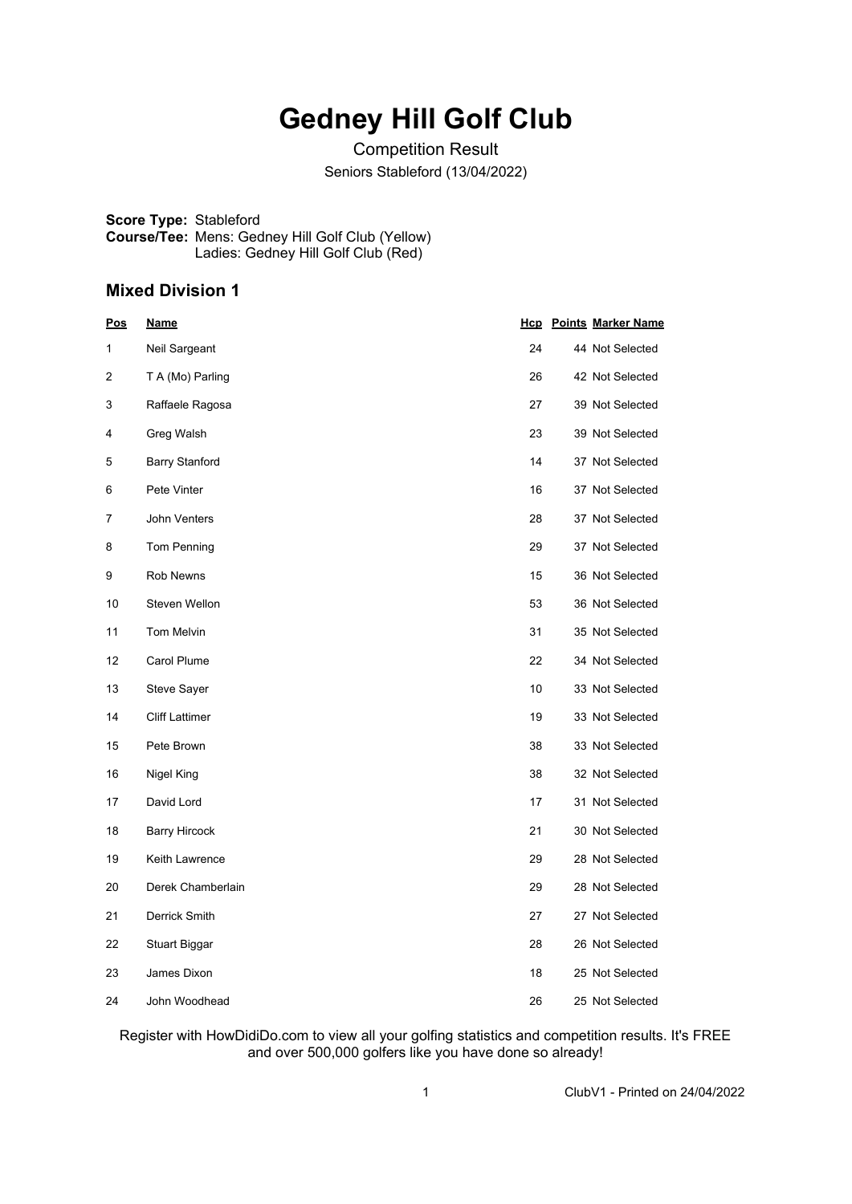# Gedney Hill Golf Club

Competition Result

Seniors Stableford (13/04/2022)

**Score Type:** Stableford
**Course/Tee:** Mens: Gedney Hill Golf Club (Yellow)
Ladies: Gedney Hill Golf Club (Red)

## Mixed Division 1

| Pos | Name | Hcp | Points | Marker Name |
|---|---|---|---|---|
| 1 | Neil Sargeant | 24 | 44 | Not Selected |
| 2 | T A (Mo) Parling | 26 | 42 | Not Selected |
| 3 | Raffaele Ragosa | 27 | 39 | Not Selected |
| 4 | Greg Walsh | 23 | 39 | Not Selected |
| 5 | Barry Stanford | 14 | 37 | Not Selected |
| 6 | Pete Vinter | 16 | 37 | Not Selected |
| 7 | John Venters | 28 | 37 | Not Selected |
| 8 | Tom Penning | 29 | 37 | Not Selected |
| 9 | Rob Newns | 15 | 36 | Not Selected |
| 10 | Steven Wellon | 53 | 36 | Not Selected |
| 11 | Tom Melvin | 31 | 35 | Not Selected |
| 12 | Carol Plume | 22 | 34 | Not Selected |
| 13 | Steve Sayer | 10 | 33 | Not Selected |
| 14 | Cliff Lattimer | 19 | 33 | Not Selected |
| 15 | Pete Brown | 38 | 33 | Not Selected |
| 16 | Nigel King | 38 | 32 | Not Selected |
| 17 | David Lord | 17 | 31 | Not Selected |
| 18 | Barry Hircock | 21 | 30 | Not Selected |
| 19 | Keith Lawrence | 29 | 28 | Not Selected |
| 20 | Derek Chamberlain | 29 | 28 | Not Selected |
| 21 | Derrick Smith | 27 | 27 | Not Selected |
| 22 | Stuart Biggar | 28 | 26 | Not Selected |
| 23 | James Dixon | 18 | 25 | Not Selected |
| 24 | John Woodhead | 26 | 25 | Not Selected |

Register with HowDidiDo.com to view all your golfing statistics and competition results. It's FREE and over 500,000 golfers like you have done so already!

ClubV1 - Printed on 24/04/2022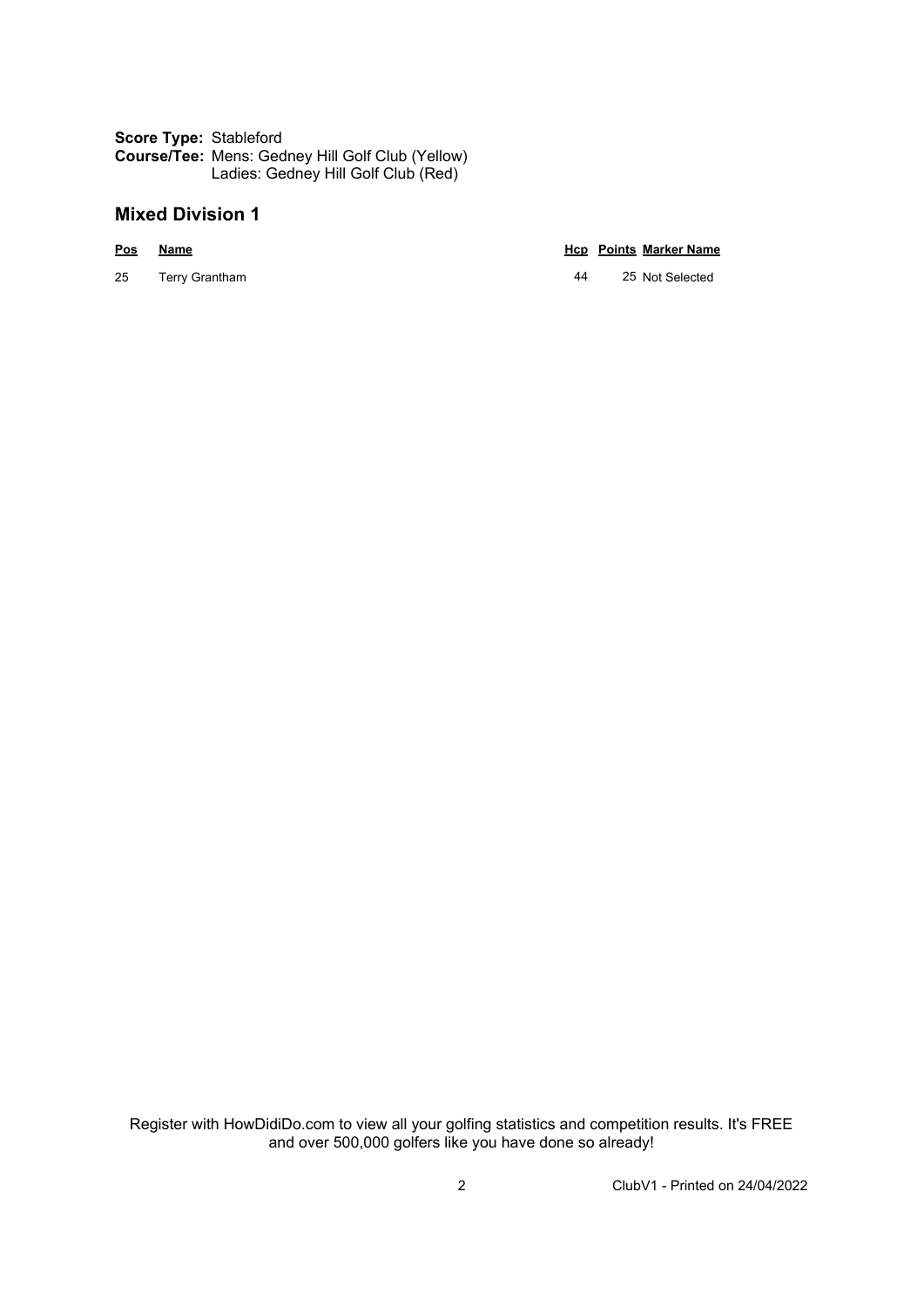**Score Type:** Stableford
**Course/Tee:** Mens: Gedney Hill Golf Club (Yellow)
Ladies: Gedney Hill Golf Club (Red)

## Mixed Division 1

| Pos | Name | Hcp | Points | Marker Name |
|---|---|---|---|---|
| 25 | Terry Grantham | 44 | 25 | Not Selected |

Register with HowDidiDo.com to view all your golfing statistics and competition results. It's FREE and over 500,000 golfers like you have done so already!

ClubV1 - Printed on 24/04/2022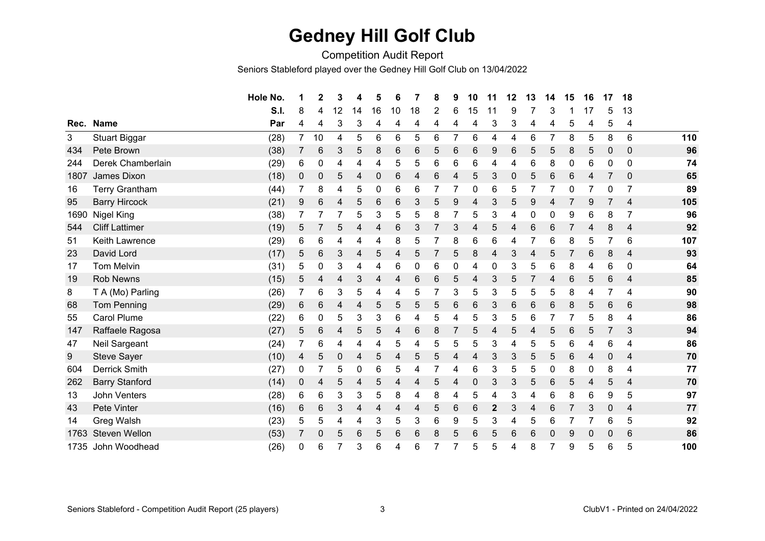# Gedney Hill Golf Club

Competition Audit Report

Seniors Stableford played over the Gedney Hill Golf Club on 13/04/2022

| | | Hole No. | 1 | 2 | 3 | 4 | 5 | 6 | 7 | 8 | 9 | 10 | 11 | 12 | 13 | 14 | 15 | 16 | 17 | 18 | |
|---|---|---|---|---|---|---|---|---|---|---|---|---|---|---|---|---|---|---|---|---|---|
| | | S.I. | 8 | 4 | 12 | 14 | 16 | 10 | 18 | 2 | 6 | 15 | 11 | 9 | 7 | 3 | 1 | 17 | 5 | 13 | |
| Rec. | Name | Par | 4 | 4 | 3 | 3 | 4 | 4 | 4 | 4 | 4 | 4 | 3 | 3 | 4 | 4 | 5 | 4 | 5 | 4 | |
| 3 | Stuart Biggar | (28) | 7 | 10 | 4 | 5 | 6 | 6 | 5 | 6 | 7 | 6 | 4 | 4 | 6 | 7 | 8 | 5 | 8 | 6 | **110** |
| 434 | Pete Brown | (38) | 7 | 6 | 3 | 5 | 8 | 6 | 6 | 5 | 6 | 6 | 9 | 6 | 5 | 5 | 8 | 5 | 0 | 0 | **96** |
| 244 | Derek Chamberlain | (29) | 6 | 0 | 4 | 4 | 4 | 5 | 5 | 6 | 6 | 6 | 4 | 4 | 6 | 8 | 0 | 6 | 0 | 0 | **74** |
| 1807 | James Dixon | (18) | 0 | 0 | 5 | 4 | 0 | 6 | 4 | 6 | 4 | 5 | 3 | 0 | 5 | 6 | 6 | 4 | 7 | 0 | **65** |
| 16 | Terry Grantham | (44) | 7 | 8 | 4 | 5 | 0 | 6 | 6 | 7 | 7 | 0 | 6 | 5 | 7 | 7 | 0 | 7 | 0 | 7 | **89** |
| 95 | Barry Hircock | (21) | 9 | 6 | 4 | 5 | 6 | 6 | 3 | 5 | 9 | 4 | 3 | 5 | 9 | 4 | 7 | 9 | 7 | 4 | **105** |
| 1690 | Nigel King | (38) | 7 | 7 | 7 | 5 | 3 | 5 | 5 | 8 | 7 | 5 | 3 | 4 | 0 | 0 | 9 | 6 | 8 | 7 | **96** |
| 544 | Cliff Lattimer | (19) | 5 | 7 | 5 | 4 | 4 | 6 | 3 | 7 | 3 | 4 | 5 | 4 | 6 | 6 | 7 | 4 | 8 | 4 | **92** |
| 51 | Keith Lawrence | (29) | 6 | 6 | 4 | 4 | 4 | 8 | 5 | 7 | 8 | 6 | 6 | 4 | 7 | 6 | 8 | 5 | 7 | 6 | **107** |
| 23 | David Lord | (17) | 5 | 6 | 3 | 4 | 5 | 4 | 5 | 7 | 5 | 8 | 4 | 3 | 4 | 5 | 7 | 6 | 8 | 4 | **93** |
| 17 | Tom Melvin | (31) | 5 | 0 | 3 | 4 | 4 | 6 | 0 | 6 | 0 | 4 | 0 | 3 | 5 | 6 | 8 | 4 | 6 | 0 | **64** |
| 19 | Rob Newns | (15) | 5 | 4 | 4 | 3 | 4 | 4 | 6 | 6 | 5 | 4 | 3 | 5 | 7 | 4 | 6 | 5 | 6 | 4 | **85** |
| 8 | T A (Mo) Parling | (26) | 7 | 6 | 3 | 5 | 4 | 4 | 5 | 7 | 3 | 5 | 3 | 5 | 5 | 5 | 8 | 4 | 7 | 4 | **90** |
| 68 | Tom Penning | (29) | 6 | 6 | 4 | 4 | 5 | 5 | 5 | 5 | 6 | 6 | 3 | 6 | 6 | 6 | 8 | 5 | 6 | 6 | **98** |
| 55 | Carol Plume | (22) | 6 | 0 | 5 | 3 | 3 | 6 | 4 | 5 | 4 | 5 | 3 | 5 | 6 | 7 | 7 | 5 | 8 | 4 | **86** |
| 147 | Raffaele Ragosa | (27) | 5 | 6 | 4 | 5 | 5 | 4 | 6 | 8 | 7 | 5 | 4 | 5 | 4 | 5 | 6 | 5 | 7 | 3 | **94** |
| 47 | Neil Sargeant | (24) | 7 | 6 | 4 | 4 | 4 | 5 | 4 | 5 | 5 | 5 | 3 | 4 | 5 | 5 | 6 | 4 | 6 | 4 | **86** |
| 9 | Steve Sayer | (10) | 4 | 5 | 0 | 4 | 5 | 4 | 5 | 5 | 4 | 4 | 3 | 3 | 5 | 5 | 6 | 4 | 0 | 4 | **70** |
| 604 | Derrick Smith | (27) | 0 | 7 | 5 | 0 | 6 | 5 | 4 | 7 | 4 | 6 | 3 | 5 | 5 | 0 | 8 | 0 | 8 | 4 | **77** |
| 262 | Barry Stanford | (14) | 0 | 4 | 5 | 4 | 5 | 4 | 4 | 5 | 4 | 0 | 3 | 3 | 5 | 6 | 5 | 4 | 5 | 4 | **70** |
| 13 | John Venters | (28) | 6 | 6 | 3 | 3 | 5 | 8 | 4 | 8 | 4 | 5 | 4 | 3 | 4 | 6 | 8 | 6 | 9 | 5 | **97** |
| 43 | Pete Vinter | (16) | 6 | 6 | 3 | 4 | 4 | 4 | 4 | 5 | 6 | 6 | **2** | 3 | 4 | 6 | 7 | 3 | 0 | 4 | **77** |
| 14 | Greg Walsh | (23) | 5 | 5 | 4 | 4 | 3 | 5 | 3 | 6 | 9 | 5 | 3 | 4 | 5 | 6 | 7 | 7 | 6 | 5 | **92** |
| 1763 | Steven Wellon | (53) | 7 | 0 | 5 | 6 | 5 | 6 | 6 | 8 | 5 | 6 | 5 | 6 | 6 | 0 | 9 | 0 | 0 | 6 | **86** |
| 1735 | John Woodhead | (26) | 0 | 6 | 7 | 3 | 6 | 4 | 6 | 7 | 7 | 5 | 5 | 4 | 8 | 7 | 9 | 5 | 6 | 5 | **100** |

Seniors Stableford - Competition Audit Report (25 players) ClubV1 - Printed on 24/04/2022